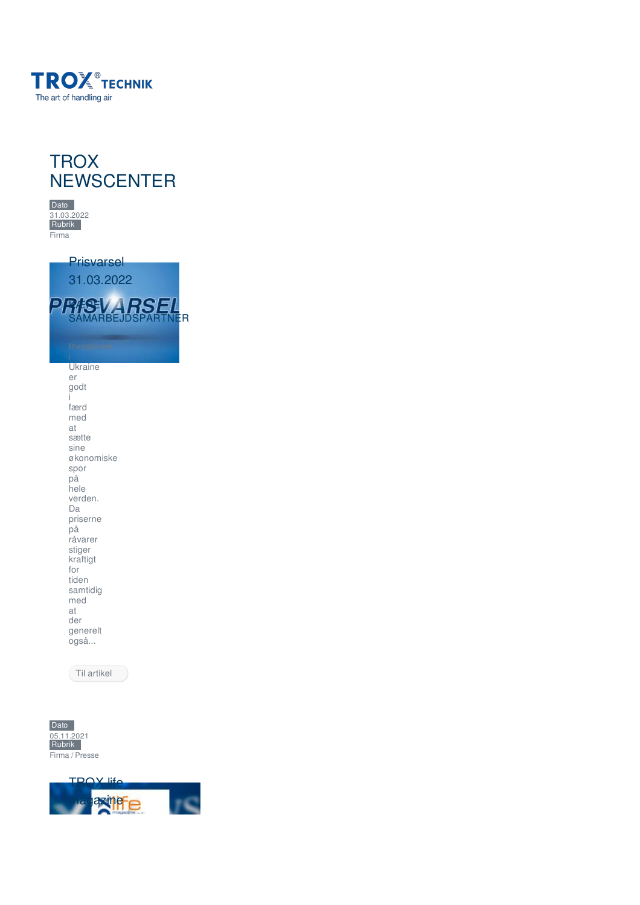TROX® TECHNIK
The art of handling air

# TROX NEWSCENTER

Dato
31.03.2022
Rubrik
Firma

## Prisvarsel

31.03.2022

KÆRE SAMARBEJDSPARTNER

Invasionen i Ukraine er godt i færd med at sætte sine økonomiske spor på hele verden. Da priserne på råvarer stiger kraftigt for tiden samtidig med at der generelt også...

Til artikel

Dato
05.11.2021
Rubrik
Firma / Presse

## TROX life magazine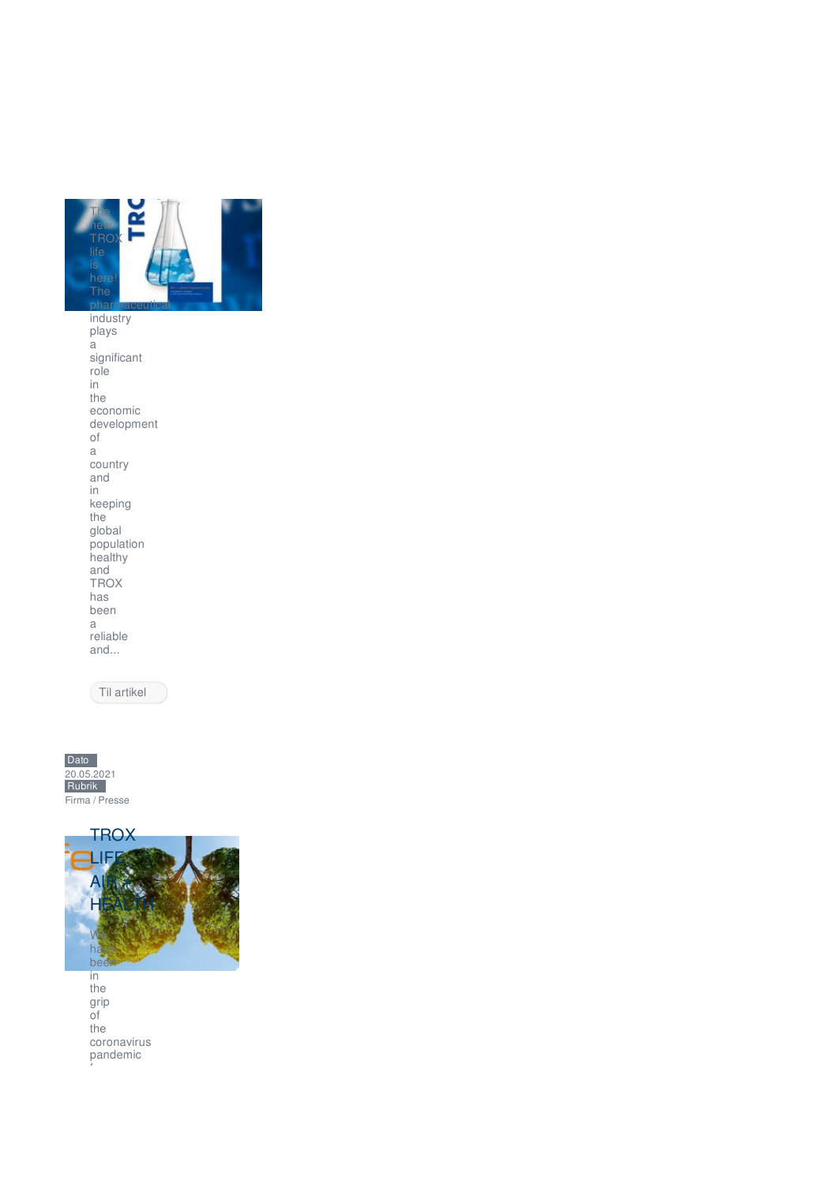The new TROX life is here! The pharmaceutical industry plays a significant role in the economic development of a country and in keeping the global population healthy and TROX has been a reliable and...

Til artikel

Dato
20.05.2021
Rubrik
Firma / Presse

TROX LIFE AIR = HEALTH

We have been in the grip of the coronavirus pandemic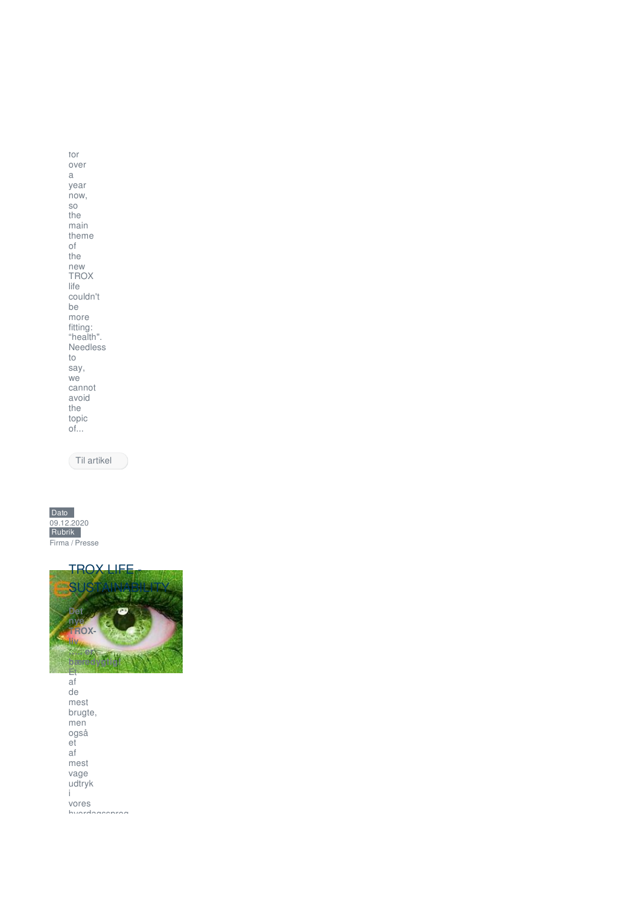for over a year now, so the main theme of the new TROX life couldn't be more fitting: “health”. Needless to say, we cannot avoid the topic of...

Til artikel

Dato
09.12.2020
Rubrik
Firma / Presse

## TROX LIFE – SUSTAINABILITY

**Det nye TROX-liv er bæredygtigt**

Et af de mest brugte, men også et af mest vage udtryk i vores hverdagssprog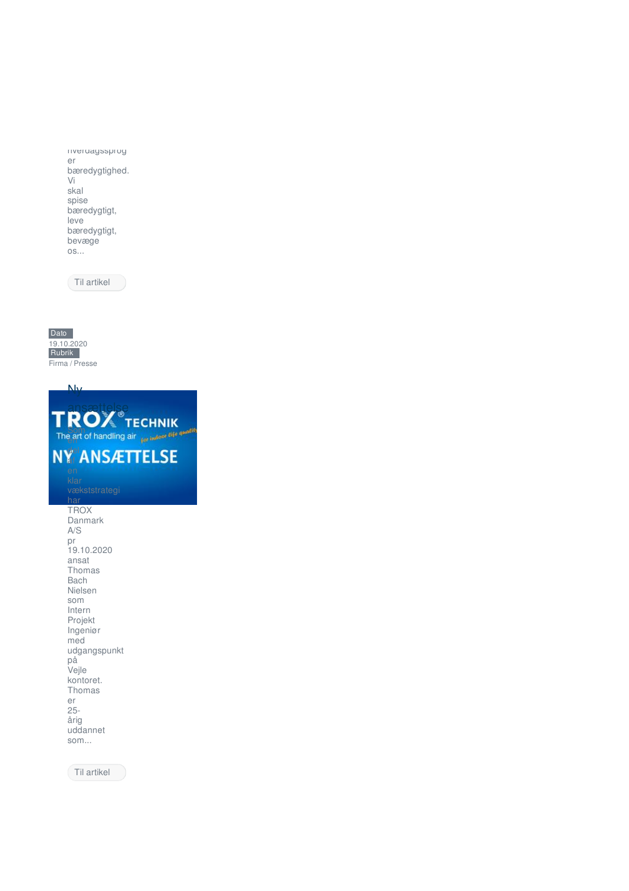hverdagssprog er bæredygtighed. Vi skal spise bæredygtigt, leve bæredygtigt, bevæge os...

Til artikel

Dato
19.10.2020
Rubrik
Firma / Presse

## Ny ansættelse

Som en del af en klar vækststrategi har TROX Danmark A/S pr 19.10.2020 ansat Thomas Bach Nielsen som Intern Projekt Ingeniør med udgangspunkt på Vejle kontoret. Thomas er 25-årig uddannet som...

Til artikel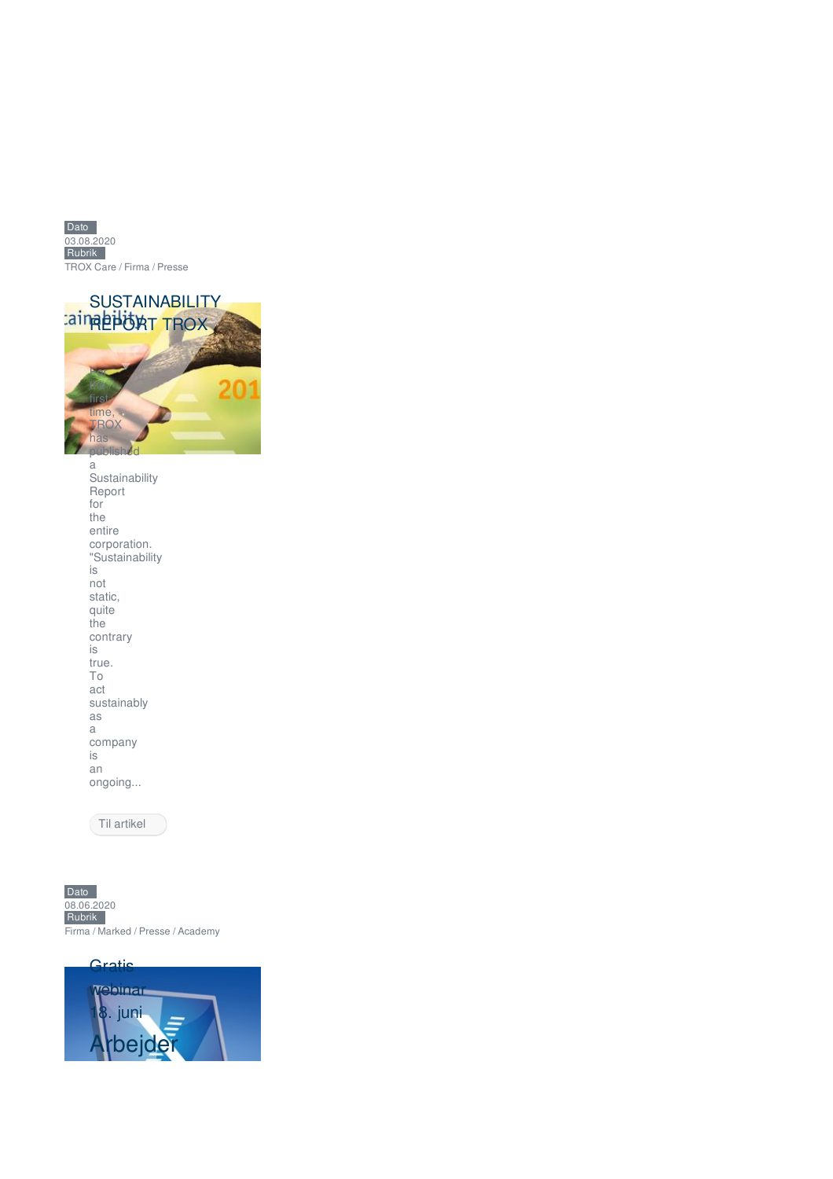Dato
03.08.2020
Rubrik
TROX Care / Firma / Presse

## SUSTAINABILITY REPORT TROX

For the first time, TROX has published a Sustainability Report for the entire corporation. "Sustainability is not static, quite the contrary is true. To act sustainably as a company is an ongoing...

Til artikel

Dato
08.06.2020
Rubrik
Firma / Marked / Presse / Academy

## Gratis webinar 18. juni Arbejder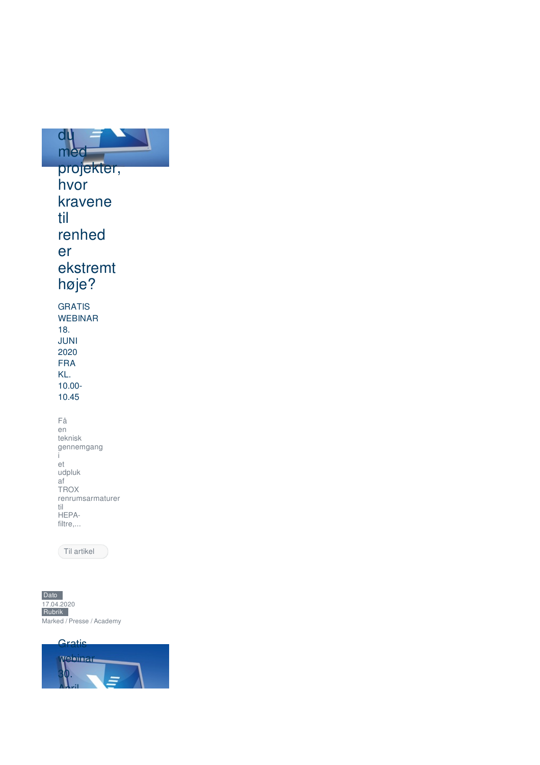## du med projekter, hvor kravene til renhed er ekstremt høje?

GRATIS WEBINAR 18. JUNI 2020 FRA KL. 10.00-10.45

Få en teknisk gennemgang i et udpluk af TROX renrumsarmaturer til HEPA-filtre,...

Til artikel

Dato
17.04.2020
Rubrik
Marked / Presse / Academy

## Gratis webinar 30. April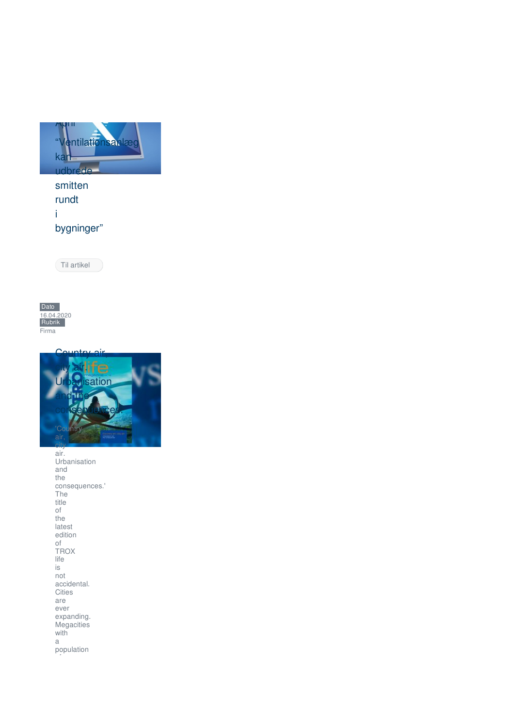April

"Ventilationsanlæg kan udbrede smitten rundt i bygninger"

Til artikel

Dato
16.04.2020
Rubrik
Firma

Country air, city air. Urbanisation and the consequences.

'Country air, city air. Urbanisation and the consequences.' The title of the latest edition of TROX life is not accidental. Cities are ever expanding. Megacities with a population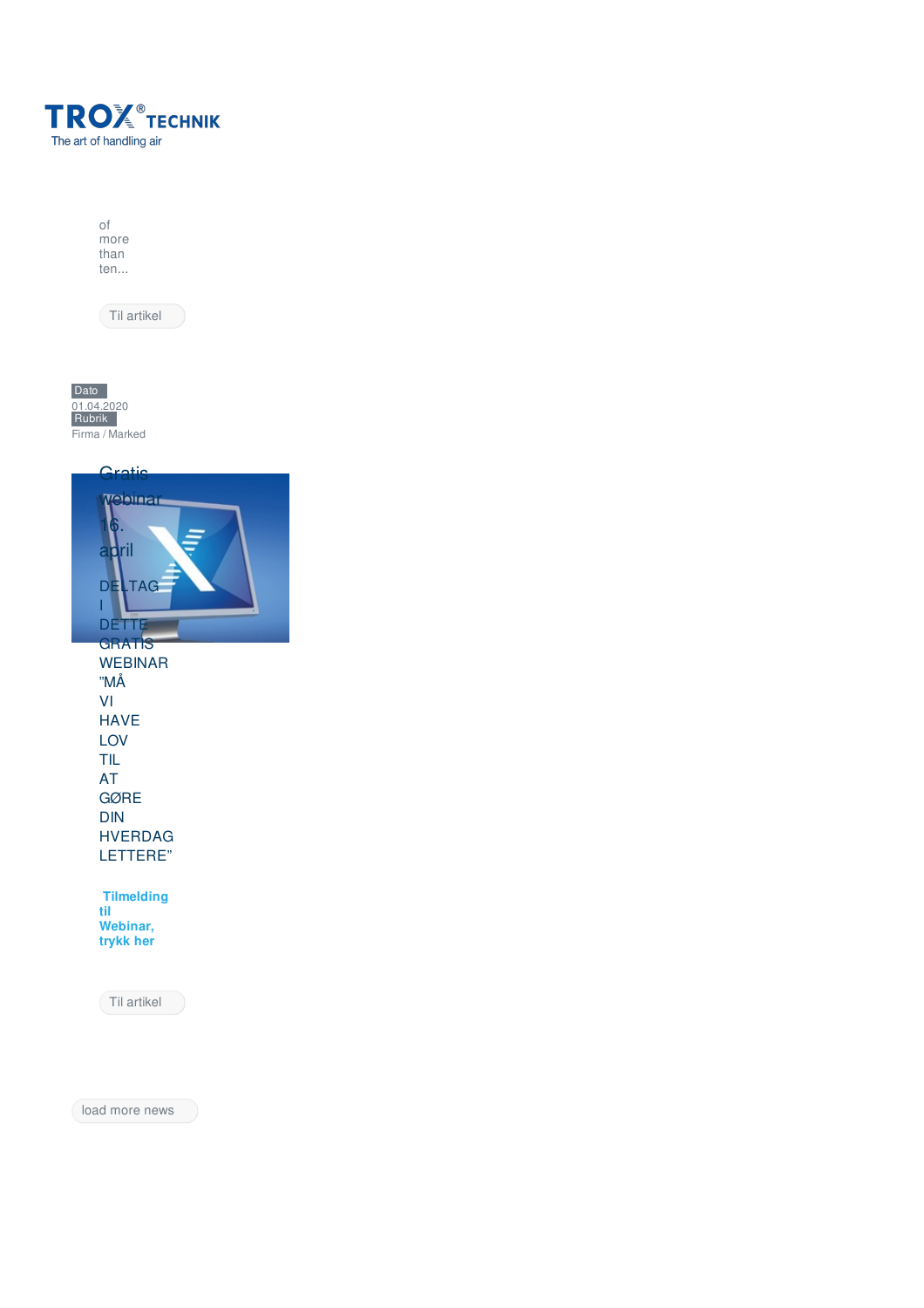TROX® TECHNIK
The art of handling air

of more than ten...

Til artikel

Dato
01.04.2020
Rubrik
Firma / Marked

## Gratis webinar 16. april

DELTAG I DETTE GRATIS WEBINAR "MÅ VI HAVE LOV TIL AT GØRE DIN HVERDAG LETTERE"

**Tilmelding til Webinar, trykk her**

Til artikel

load more news